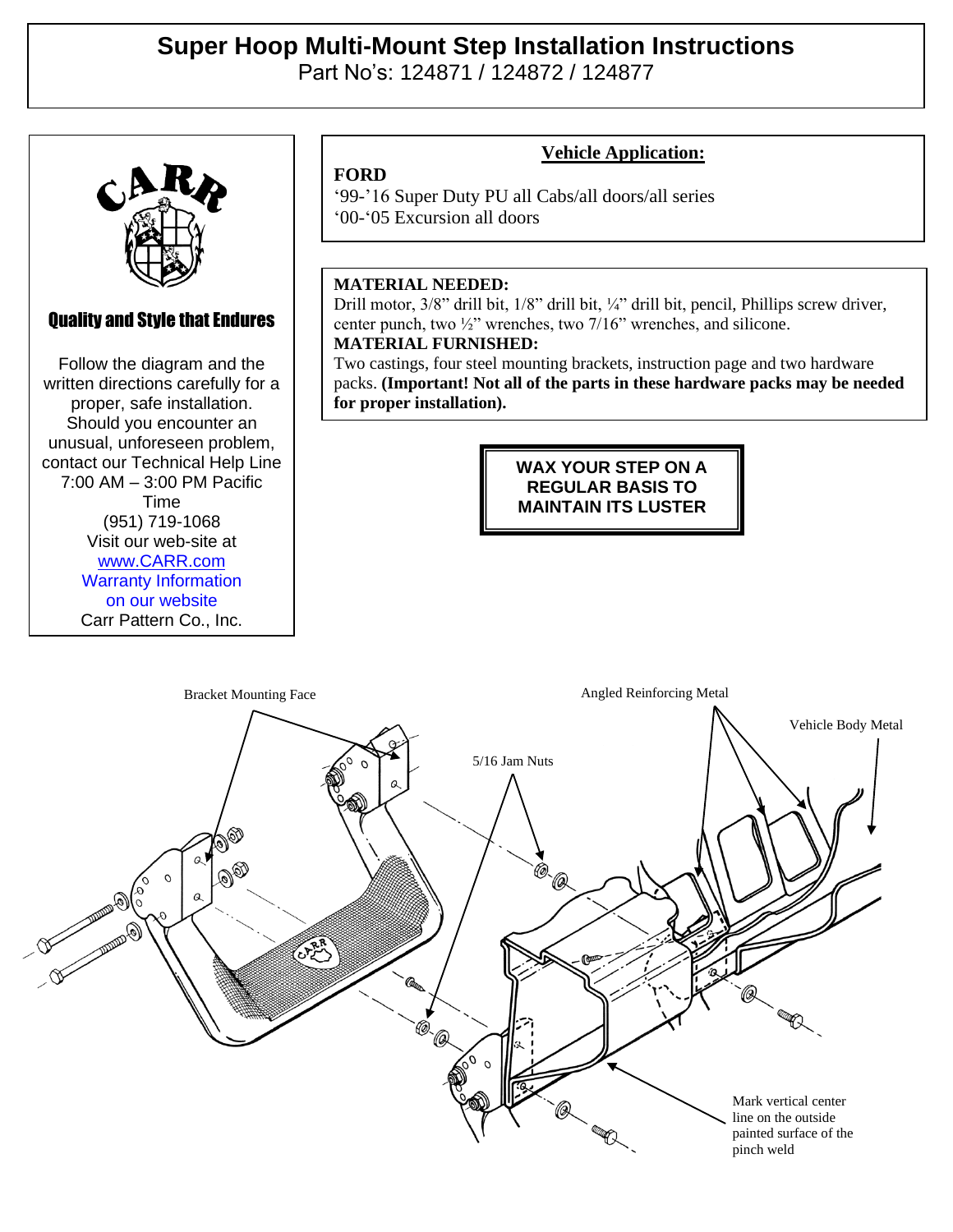# Super Hoop Multi-Mount Step Installation Instructions

Part No's: 124871 / 124872 / 124877

**Quality and Style that Endures**

Follow the diagram and the written directions carefully for a proper, safe installation. Should you encounter an unusual, unforeseen problem, contact our Technical Help Line 7:00 AM – 3:00 PM Pacific Time
(951) 719-1068
Visit our web-site at
www.CARR.com
Warranty Information on our website
Carr Pattern Co., Inc.

## Vehicle Application:

**FORD**
'99-'16 Super Duty PU all Cabs/all doors/all series
'00-'05 Excursion all doors

**MATERIAL NEEDED:**
Drill motor, 3/8" drill bit, 1/8" drill bit, ¼" drill bit, pencil, Phillips screw driver, center punch, two ½" wrenches, two 7/16" wrenches, and silicone.

**MATERIAL FURNISHED:**
Two castings, four steel mounting brackets, instruction page and two hardware packs. **(Important! Not all of the parts in these hardware packs may be needed for proper installation).**

**WAX YOUR STEP ON A REGULAR BASIS TO MAINTAIN ITS LUSTER**

Bracket Mounting Face

Angled Reinforcing Metal

Vehicle Body Metal

5/16 Jam Nuts

Mark vertical center line on the outside painted surface of the pinch weld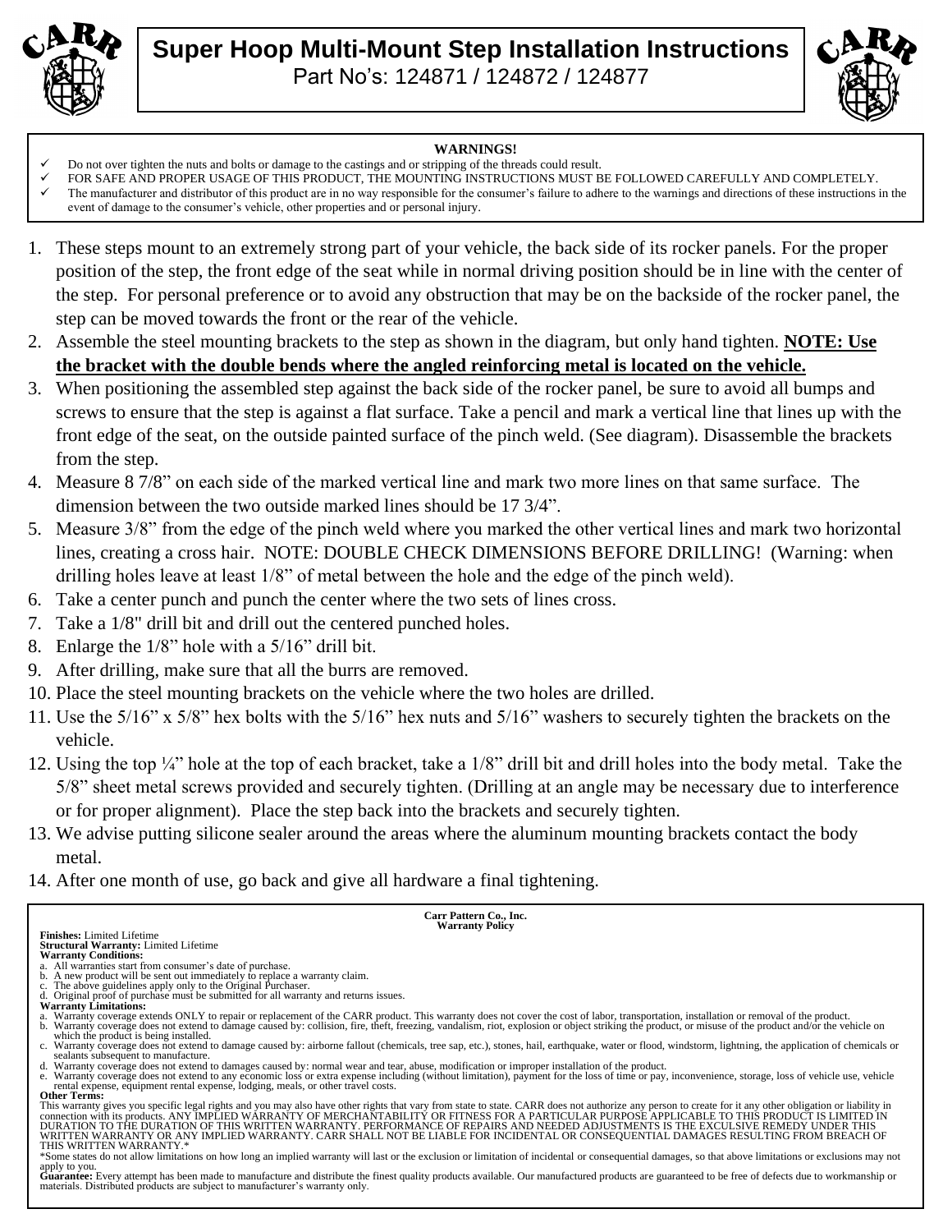# Super Hoop Multi-Mount Step Installation Instructions

Part No's: 124871 / 124872 / 124877

**WARNINGS!**

- ✓ Do not over tighten the nuts and bolts or damage to the castings and or stripping of the threads could result.
- ✓ FOR SAFE AND PROPER USAGE OF THIS PRODUCT, THE MOUNTING INSTRUCTIONS MUST BE FOLLOWED CAREFULLY AND COMPLETELY.
- ✓ The manufacturer and distributor of this product are in no way responsible for the consumer's failure to adhere to the warnings and directions of these instructions in the event of damage to the consumer's vehicle, other properties and or personal injury.

1. These steps mount to an extremely strong part of your vehicle, the back side of its rocker panels. For the proper position of the step, the front edge of the seat while in normal driving position should be in line with the center of the step. For personal preference or to avoid any obstruction that may be on the backside of the rocker panel, the step can be moved towards the front or the rear of the vehicle.
2. Assemble the steel mounting brackets to the step as shown in the diagram, but only hand tighten. **NOTE: Use the bracket with the double bends where the angled reinforcing metal is located on the vehicle.**
3. When positioning the assembled step against the back side of the rocker panel, be sure to avoid all bumps and screws to ensure that the step is against a flat surface. Take a pencil and mark a vertical line that lines up with the front edge of the seat, on the outside painted surface of the pinch weld. (See diagram). Disassemble the brackets from the step.
4. Measure 8 7/8" on each side of the marked vertical line and mark two more lines on that same surface. The dimension between the two outside marked lines should be 17 3/4".
5. Measure 3/8" from the edge of the pinch weld where you marked the other vertical lines and mark two horizontal lines, creating a cross hair. NOTE: DOUBLE CHECK DIMENSIONS BEFORE DRILLING! (Warning: when drilling holes leave at least 1/8" of metal between the hole and the edge of the pinch weld).
6. Take a center punch and punch the center where the two sets of lines cross.
7. Take a 1/8" drill bit and drill out the centered punched holes.
8. Enlarge the 1/8" hole with a 5/16" drill bit.
9. After drilling, make sure that all the burrs are removed.
10. Place the steel mounting brackets on the vehicle where the two holes are drilled.
11. Use the 5/16" x 5/8" hex bolts with the 5/16" hex nuts and 5/16" washers to securely tighten the brackets on the vehicle.
12. Using the top ¼" hole at the top of each bracket, take a 1/8" drill bit and drill holes into the body metal. Take the 5/8" sheet metal screws provided and securely tighten. (Drilling at an angle may be necessary due to interference or for proper alignment). Place the step back into the brackets and securely tighten.
13. We advise putting silicone sealer around the areas where the aluminum mounting brackets contact the body metal.
14. After one month of use, go back and give all hardware a final tightening.

**Carr Pattern Co., Inc.**
**Warranty Policy**

**Finishes:** Limited Lifetime
**Structural Warranty:** Limited Lifetime
**Warranty Conditions:**

a. All warranties start from consumer's date of purchase.
b. A new product will be sent out immediately to replace a warranty claim.
c. The above guidelines apply only to the Original Purchaser.
d. Original proof of purchase must be submitted for all warranty and returns issues.

**Warranty Limitations:**

a. Warranty coverage extends ONLY to repair or replacement of the CARR product. This warranty does not cover the cost of labor, transportation, installation or removal of the product.
b. Warranty coverage does not extend to damage caused by: collision, fire, theft, freezing, vandalism, riot, explosion or object striking the product, or misuse of the product and/or the vehicle on which the product is being installed.
c. Warranty coverage does not extend to damage caused by: airborne fallout (chemicals, tree sap, etc.), stones, hail, earthquake, water or flood, windstorm, lightning, the application of chemicals or sealants subsequent to manufacture.
d. Warranty coverage does not extend to damages caused by: normal wear and tear, abuse, modification or improper installation of the product.
e. Warranty coverage does not extend to any economic loss or extra expense including (without limitation), payment for the loss of time or pay, inconvenience, storage, loss of vehicle use, vehicle rental expense, equipment rental expense, lodging, meals, or other travel costs.

**Other Terms:**
This warranty gives you specific legal rights and you may also have other rights that vary from state to state. CARR does not authorize any person to create for it any other obligation or liability in connection with its products. ANY IMPLIED WARRANTY OF MERCHANTABILITY OR FITNESS FOR A PARTICULAR PURPOSE APPLICABLE TO THIS PRODUCT IS LIMITED IN DURATION TO THE DURATION OF THIS WRITTEN WARRANTY. PERFORMANCE OF REPAIRS AND NEEDED ADJUSTMENTS IS THE EXCULSIVE REMEDY UNDER THIS WRITTEN WARRANTY OR ANY IMPLIED WARRANTY. CARR SHALL NOT BE LIABLE FOR INCIDENTAL OR CONSEQUENTIAL DAMAGES RESULTING FROM BREACH OF THIS WRITTEN WARRANTY.*
*Some states do not allow limitations on how long an implied warranty will last or the exclusion or limitation of incidental or consequential damages, so that above limitations or exclusions may not apply to you.
**Guarantee:** Every attempt has been made to manufacture and distribute the finest quality products available. Our manufactured products are guaranteed to be free of defects due to workmanship or materials. Distributed products are subject to manufacturer's warranty only.